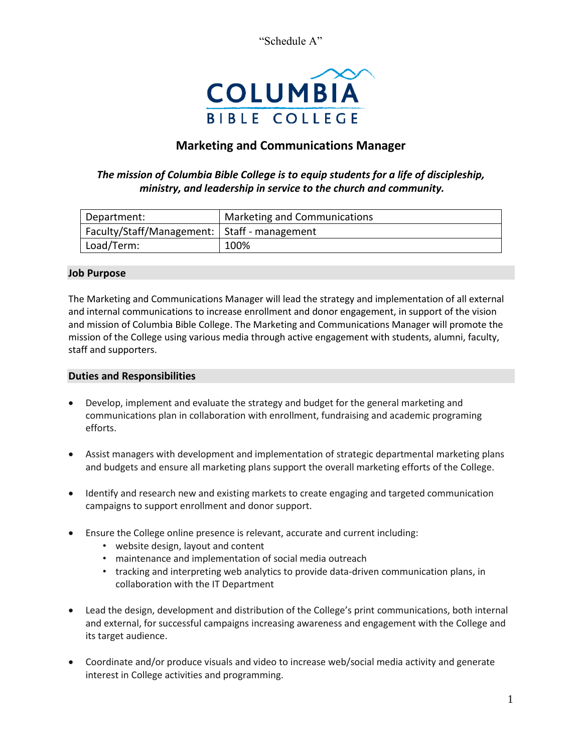"Schedule A"

COLUMBIA BIBLE COLLEGE

# Marketing and Communications Manager

***The mission of Columbia Bible College is to equip students for a life of discipleship, ministry, and leadership in service to the church and community.***

| Department: | Marketing and Communications |
|---|---|
| Faculty/Staff/Management: | Staff - management |
| Load/Term: | 100% |

## Job Purpose

The Marketing and Communications Manager will lead the strategy and implementation of all external and internal communications to increase enrollment and donor engagement, in support of the vision and mission of Columbia Bible College. The Marketing and Communications Manager will promote the mission of the College using various media through active engagement with students, alumni, faculty, staff and supporters.

## Duties and Responsibilities

- Develop, implement and evaluate the strategy and budget for the general marketing and communications plan in collaboration with enrollment, fundraising and academic programing efforts.
- Assist managers with development and implementation of strategic departmental marketing plans and budgets and ensure all marketing plans support the overall marketing efforts of the College.
- Identify and research new and existing markets to create engaging and targeted communication campaigns to support enrollment and donor support.
- Ensure the College online presence is relevant, accurate and current including:
  - website design, layout and content
  - maintenance and implementation of social media outreach
  - tracking and interpreting web analytics to provide data-driven communication plans, in collaboration with the IT Department
- Lead the design, development and distribution of the College's print communications, both internal and external, for successful campaigns increasing awareness and engagement with the College and its target audience.
- Coordinate and/or produce visuals and video to increase web/social media activity and generate interest in College activities and programming.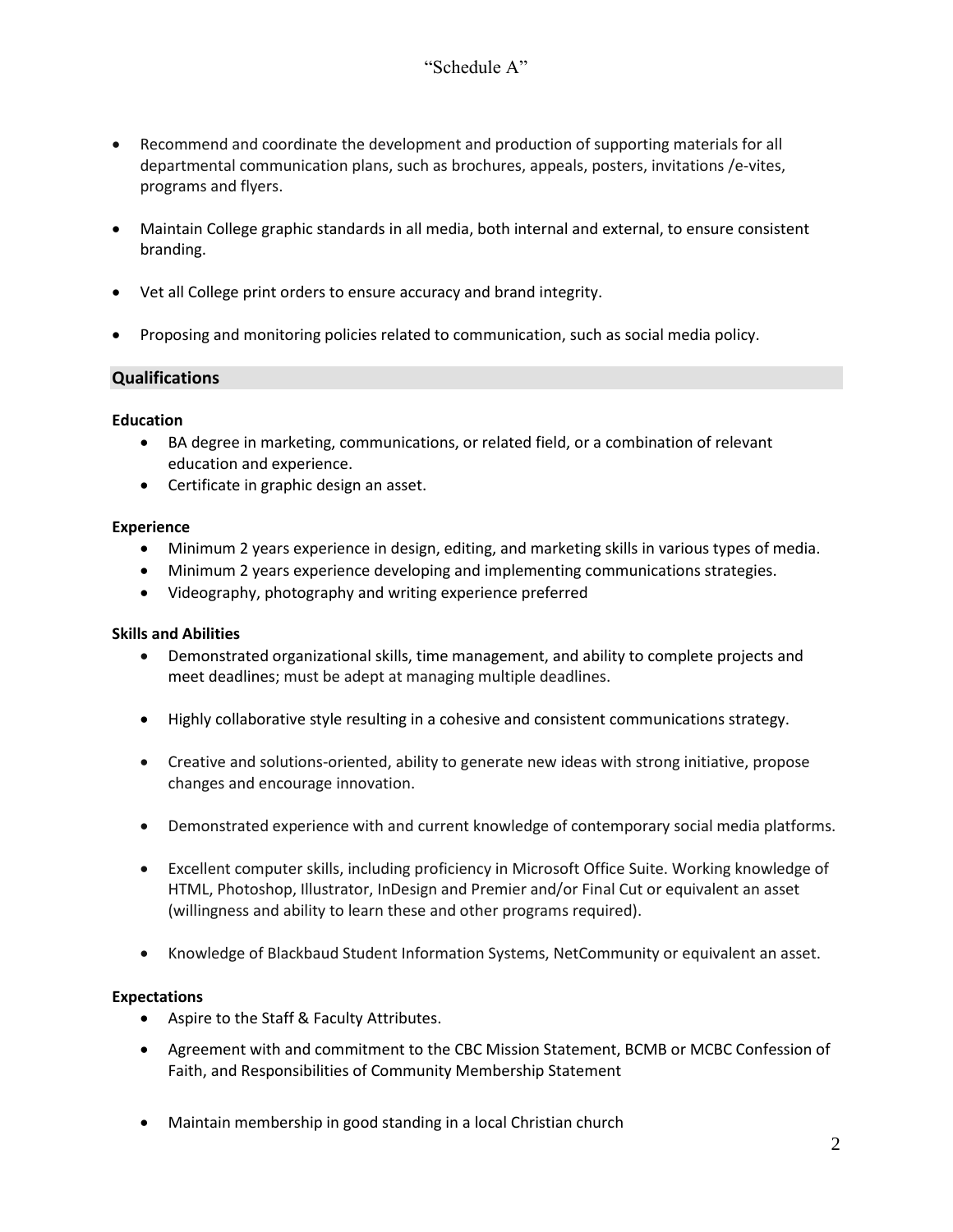"Schedule A"

- Recommend and coordinate the development and production of supporting materials for all departmental communication plans, such as brochures, appeals, posters, invitations /e-vites, programs and flyers.

- Maintain College graphic standards in all media, both internal and external, to ensure consistent branding.

- Vet all College print orders to ensure accuracy and brand integrity.

- Proposing and monitoring policies related to communication, such as social media policy.

## Qualifications

**Education**

- BA degree in marketing, communications, or related field, or a combination of relevant education and experience.
- Certificate in graphic design an asset.

**Experience**

- Minimum 2 years experience in design, editing, and marketing skills in various types of media.
- Minimum 2 years experience developing and implementing communications strategies.
- Videography, photography and writing experience preferred

**Skills and Abilities**

- Demonstrated organizational skills, time management, and ability to complete projects and meet deadlines; must be adept at managing multiple deadlines.

- Highly collaborative style resulting in a cohesive and consistent communications strategy.

- Creative and solutions-oriented, ability to generate new ideas with strong initiative, propose changes and encourage innovation.

- Demonstrated experience with and current knowledge of contemporary social media platforms.

- Excellent computer skills, including proficiency in Microsoft Office Suite. Working knowledge of HTML, Photoshop, Illustrator, InDesign and Premier and/or Final Cut or equivalent an asset (willingness and ability to learn these and other programs required).

- Knowledge of Blackbaud Student Information Systems, NetCommunity or equivalent an asset.

**Expectations**

- Aspire to the Staff & Faculty Attributes.

- Agreement with and commitment to the CBC Mission Statement, BCMB or MCBC Confession of Faith, and Responsibilities of Community Membership Statement

- Maintain membership in good standing in a local Christian church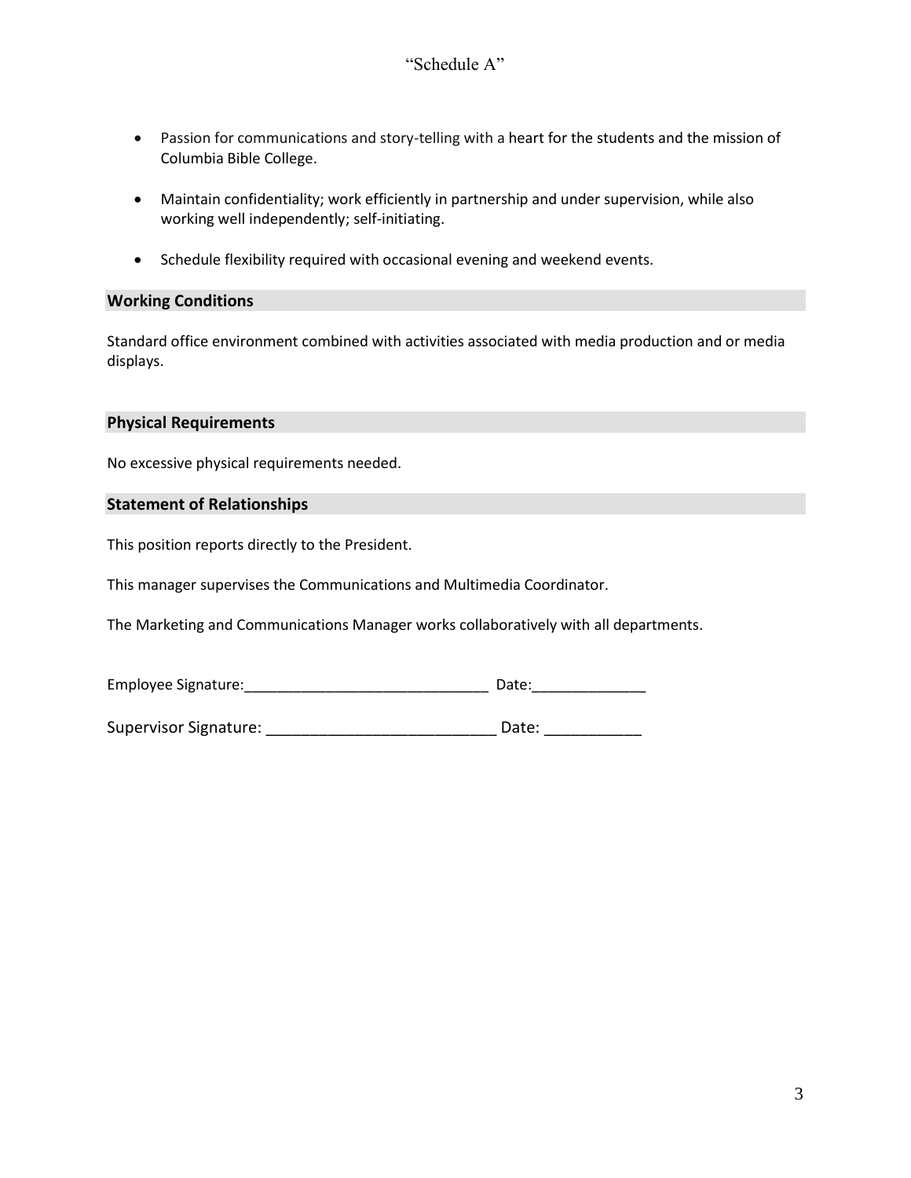- Passion for communications and story-telling with a heart for the students and the mission of Columbia Bible College.

- Maintain confidentiality; work efficiently in partnership and under supervision, while also working well independently; self-initiating.

- Schedule flexibility required with occasional evening and weekend events.

## Working Conditions

Standard office environment combined with activities associated with media production and or media displays.

## Physical Requirements

No excessive physical requirements needed.

## Statement of Relationships

This position reports directly to the President.

This manager supervises the Communications and Multimedia Coordinator.

The Marketing and Communications Manager works collaboratively with all departments.

Employee Signature:______________________________ Date:______________

Supervisor Signature: ___________________________ Date: ___________